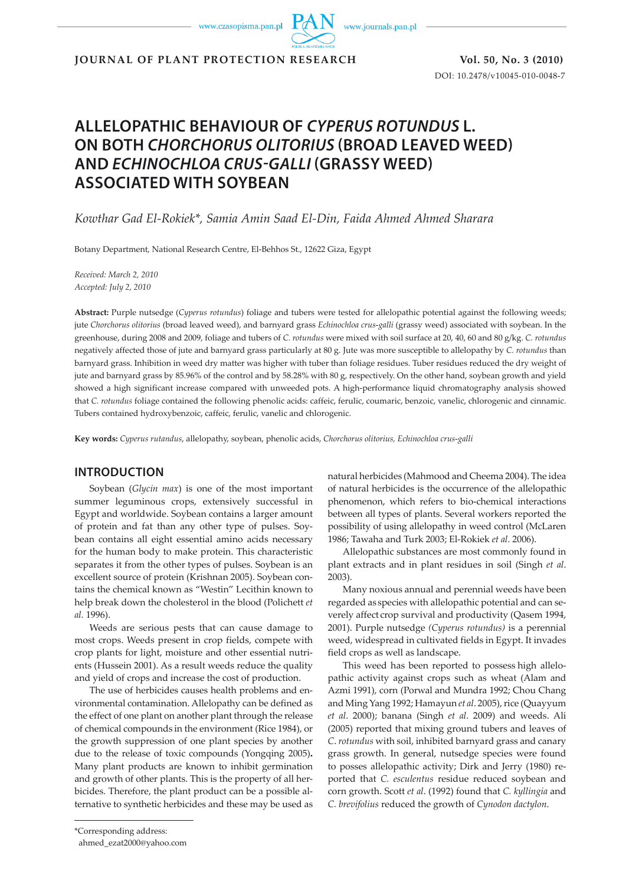**JOURNAL OF PLANT PROTECTION RESEARCH** **Vol. 50, No. 3 (2010)**

DOI: 10.2478/v10045-010-0048-7

# ALLELOPATHIC BEHAVIOUR OF *CYPERUS ROTUNDUS* L. ON BOTH *CHORCHORUS OLITORIUS* (BROAD LEAVED WEED) AND *ECHINOCHLOA CRUS-GALLI* (GRASSY WEED) ASSOCIATED WITH SOYBEAN

*Kowthar Gad El-Rokiek\*, Samia Amin Saad El-Din, Faida Ahmed Ahmed Sharara*

Botany Department, National Research Centre, El-Behhos St., 12622 Giza, Egypt

*Received: March 2, 2010*
*Accepted: July 2, 2010*

**Abstract:** Purple nutsedge (*Cyperus rotundus*) foliage and tubers were tested for allelopathic potential against the following weeds; jute *Chorchorus olitorius* (broad leaved weed), and barnyard grass *Echinochloa crus-galli* (grassy weed) associated with soybean. In the greenhouse, during 2008 and 2009, foliage and tubers of *C. rotundus* were mixed with soil surface at 20, 40, 60 and 80 g/kg. *C. rotundus* negatively affected those of jute and barnyard grass particularly at 80 g. Jute was more susceptible to allelopathy by *C. rotundus* than barnyard grass. Inhibition in weed dry matter was higher with tuber than foliage residues. Tuber residues reduced the dry weight of jute and barnyard grass by 85.96% of the control and by 58.28% with 80 g, respectively. On the other hand, soybean growth and yield showed a high significant increase compared with unweeded pots. A high-performance liquid chromatography analysis showed that *C. rotundus* foliage contained the following phenolic acids: caffeic, ferulic, coumaric, benzoic, vanelic, chlorogenic and cinnamic. Tubers contained hydroxybenzoic, caffeic, ferulic, vanelic and chlorogenic.

**Key words:** *Cyperus rutandus*, allelopathy, soybean, phenolic acids, *Chorchorus olitorius, Echinochloa crus-galli*

## INTRODUCTION

Soybean (*Glycin max*) is one of the most important summer leguminous crops, extensively successful in Egypt and worldwide. Soybean contains a larger amount of protein and fat than any other type of pulses. Soybean contains all eight essential amino acids necessary for the human body to make protein. This characteristic separates it from the other types of pulses. Soybean is an excellent source of protein (Krishnan 2005). Soybean contains the chemical known as "Westin" Lecithin known to help break down the cholesterol in the blood (Polichett *et al.* 1996).

Weeds are serious pests that can cause damage to most crops. Weeds present in crop fields, compete with crop plants for light, moisture and other essential nutrients (Hussein 2001). As a result weeds reduce the quality and yield of crops and increase the cost of production.

The use of herbicides causes health problems and environmental contamination. Allelopathy can be defined as the effect of one plant on another plant through the release of chemical compounds in the environment (Rice 1984), or the growth suppression of one plant species by another due to the release of toxic compounds (Yongqing 2005)**.** Many plant products are known to inhibit germination and growth of other plants. This is the property of all herbicides. Therefore, the plant product can be a possible alternative to synthetic herbicides and these may be used as natural herbicides (Mahmood and Cheema 2004). The idea of natural herbicides is the occurrence of the allelopathic phenomenon, which refers to bio-chemical interactions between all types of plants. Several workers reported the possibility of using allelopathy in weed control (McLaren 1986; Tawaha and Turk 2003; El-Rokiek *et al*. 2006).

Allelopathic substances are most commonly found in plant extracts and in plant residues in soil (Singh *et al*. 2003).

Many noxious annual and perennial weeds have been regarded as species with allelopathic potential and can severely affect crop survival and productivity (Qasem 1994, 2001). Purple nutsedge *(Cyperus rotundus)* is a perennial weed, widespread in cultivated fields in Egypt. It invades field crops as well as landscape.

This weed has been reported to possess high allelopathic activity against crops such as wheat (Alam and Azmi 1991), corn (Porwal and Mundra 1992; Chou Chang and Ming Yang 1992; Hamayun *et al*. 2005), rice (Quayyum *et al*. 2000); banana (Singh *et al*. 2009) and weeds. Ali (2005) reported that mixing ground tubers and leaves of *C. rotundus* with soil, inhibited barnyard grass and canary grass growth. In general, nutsedge species were found to posses allelopathic activity; Dirk and Jerry (1980) reported that *C. esculentus* residue reduced soybean and corn growth. Scott *et al*. (1992) found that *C. kyllingia* and *C. brevifolius* reduced the growth of *Cynodon dactylon*.

\*Corresponding address:
ahmed_ezat2000@yahoo.com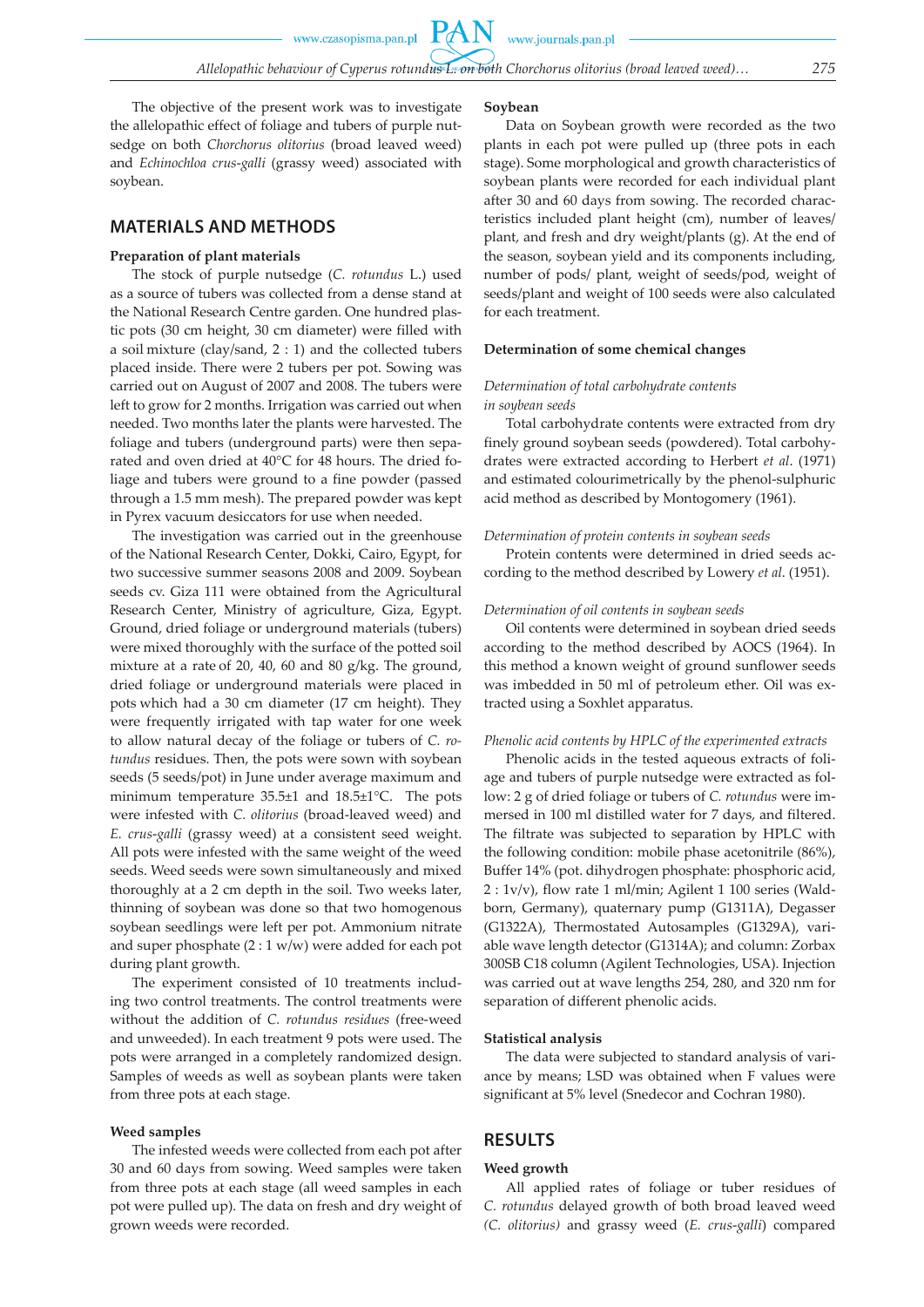The objective of the present work was to investigate the allelopathic effect of foliage and tubers of purple nutsedge on both *Chorchorus olitorius* (broad leaved weed) and *Echinochloa crus-galli* (grassy weed) associated with soybean.

## MATERIALS AND METHODS

### Preparation of plant materials

The stock of purple nutsedge (*C. rotundus* L.) used as a source of tubers was collected from a dense stand at the National Research Centre garden. One hundred plastic pots (30 cm height, 30 cm diameter) were filled with a soil mixture (clay/sand, 2 : 1) and the collected tubers placed inside. There were 2 tubers per pot. Sowing was carried out on August of 2007 and 2008. The tubers were left to grow for 2 months. Irrigation was carried out when needed. Two months later the plants were harvested. The foliage and tubers (underground parts) were then separated and oven dried at 40°C for 48 hours. The dried foliage and tubers were ground to a fine powder (passed through a 1.5 mm mesh). The prepared powder was kept in Pyrex vacuum desiccators for use when needed.

The investigation was carried out in the greenhouse of the National Research Center, Dokki, Cairo, Egypt, for two successive summer seasons 2008 and 2009. Soybean seeds cv. Giza 111 were obtained from the Agricultural Research Center, Ministry of agriculture, Giza, Egypt. Ground, dried foliage or underground materials (tubers) were mixed thoroughly with the surface of the potted soil mixture at a rate of 20, 40, 60 and 80 g/kg. The ground, dried foliage or underground materials were placed in pots which had a 30 cm diameter (17 cm height). They were frequently irrigated with tap water for one week to allow natural decay of the foliage or tubers of *C. rotundus* residues. Then, the pots were sown with soybean seeds (5 seeds/pot) in June under average maximum and minimum temperature 35.5±1 and 18.5±1°C. The pots were infested with *C. olitorius* (broad-leaved weed) and *E. crus-galli* (grassy weed) at a consistent seed weight. All pots were infested with the same weight of the weed seeds. Weed seeds were sown simultaneously and mixed thoroughly at a 2 cm depth in the soil. Two weeks later, thinning of soybean was done so that two homogenous soybean seedlings were left per pot. Ammonium nitrate and super phosphate (2 : 1 w/w) were added for each pot during plant growth.

The experiment consisted of 10 treatments including two control treatments. The control treatments were without the addition of *C. rotundus residues* (free-weed and unweeded). In each treatment 9 pots were used. The pots were arranged in a completely randomized design. Samples of weeds as well as soybean plants were taken from three pots at each stage.

### Weed samples

The infested weeds were collected from each pot after 30 and 60 days from sowing. Weed samples were taken from three pots at each stage (all weed samples in each pot were pulled up). The data on fresh and dry weight of grown weeds were recorded.

### Soybean

Data on Soybean growth were recorded as the two plants in each pot were pulled up (three pots in each stage). Some morphological and growth characteristics of soybean plants were recorded for each individual plant after 30 and 60 days from sowing. The recorded characteristics included plant height (cm), number of leaves/plant, and fresh and dry weight/plants (g). At the end of the season, soybean yield and its components including, number of pods/ plant, weight of seeds/pod, weight of seeds/plant and weight of 100 seeds were also calculated for each treatment.

### Determination of some chemical changes

#### *Determination of total carbohydrate contents in soybean seeds*

Total carbohydrate contents were extracted from dry finely ground soybean seeds (powdered). Total carbohydrates were extracted according to Herbert *et al*. (1971) and estimated colourimetrically by the phenol-sulphuric acid method as described by Montogomery (1961).

#### *Determination of protein contents in soybean seeds*

Protein contents were determined in dried seeds according to the method described by Lowery *et al*. (1951).

#### *Determination of oil contents in soybean seeds*

Oil contents were determined in soybean dried seeds according to the method described by AOCS (1964). In this method a known weight of ground sunflower seeds was imbedded in 50 ml of petroleum ether. Oil was extracted using a Soxhlet apparatus.

#### *Phenolic acid contents by HPLC of the experimented extracts*

Phenolic acids in the tested aqueous extracts of foliage and tubers of purple nutsedge were extracted as follow: 2 g of dried foliage or tubers of *C. rotundus* were immersed in 100 ml distilled water for 7 days, and filtered. The filtrate was subjected to separation by HPLC with the following condition: mobile phase acetonitrile (86%), Buffer 14% (pot. dihydrogen phosphate: phosphoric acid, 2 : 1v/v), flow rate 1 ml/min; Agilent 1 100 series (Waldborn, Germany), quaternary pump (G1311A), Degasser (G1322A), Thermostated Autosamples (G1329A), variable wave length detector (G1314A); and column: Zorbax 300SB C18 column (Agilent Technologies, USA). Injection was carried out at wave lengths 254, 280, and 320 nm for separation of different phenolic acids.

### Statistical analysis

The data were subjected to standard analysis of variance by means; LSD was obtained when F values were significant at 5% level (Snedecor and Cochran 1980).

## RESULTS

### Weed growth

All applied rates of foliage or tuber residues of *C. rotundus* delayed growth of both broad leaved weed *(C. olitorius)* and grassy weed (*E. crus-galli*) compared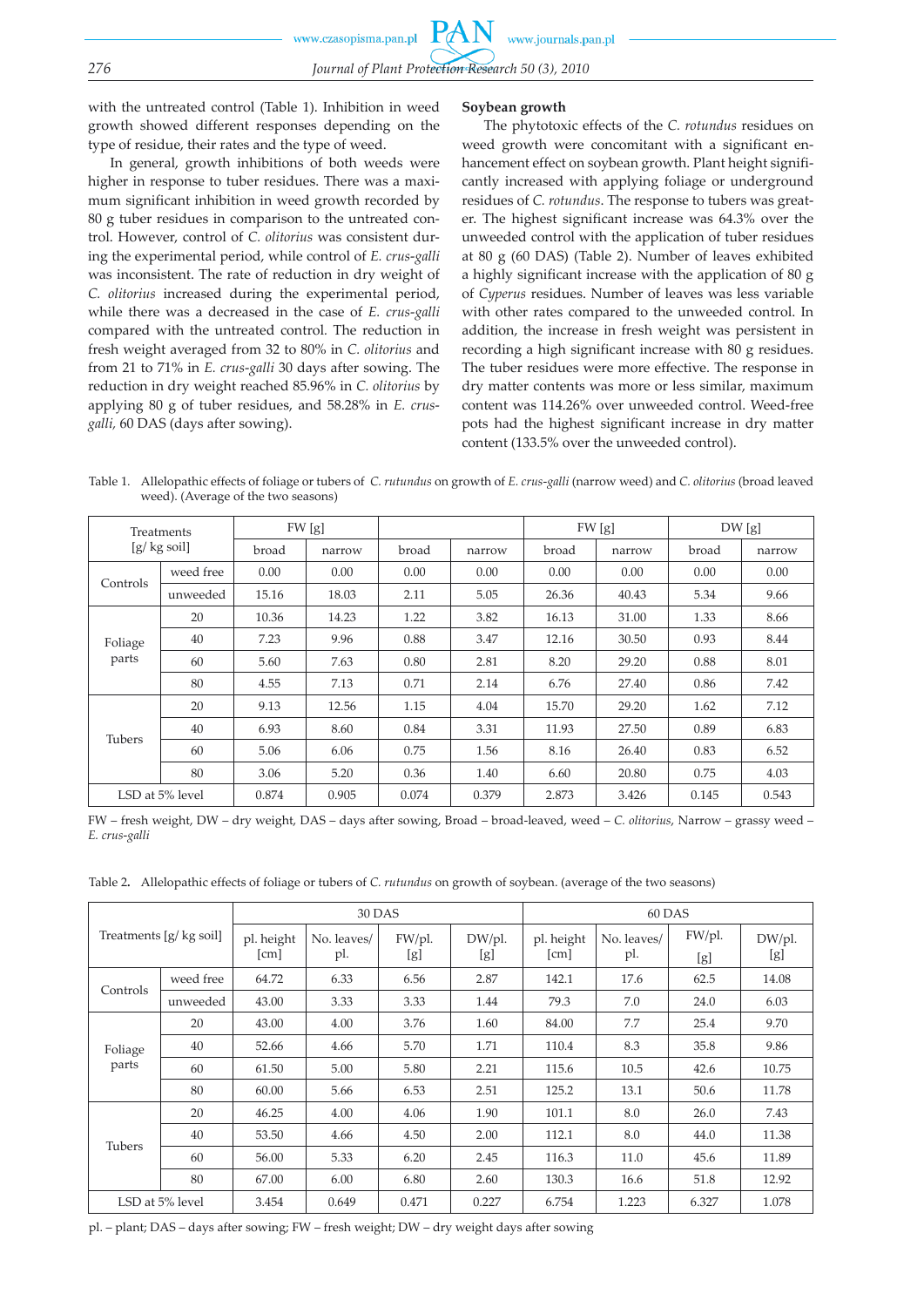with the untreated control (Table 1). Inhibition in weed growth showed different responses depending on the type of residue, their rates and the type of weed.

In general, growth inhibitions of both weeds were higher in response to tuber residues. There was a maximum significant inhibition in weed growth recorded by 80 g tuber residues in comparison to the untreated control. However, control of *C. olitorius* was consistent during the experimental period, while control of *E. crus-galli* was inconsistent. The rate of reduction in dry weight of *C. olitorius* increased during the experimental period, while there was a decreased in the case of *E. crus-galli* compared with the untreated control. The reduction in fresh weight averaged from 32 to 80% in *C. olitorius* and from 21 to 71% in *E. crus-galli* 30 days after sowing. The reduction in dry weight reached 85.96% in *C. olitorius* by applying 80 g of tuber residues, and 58.28% in *E. crus-galli,* 60 DAS (days after sowing).

**Soybean growth**

The phytotoxic effects of the *C. rotundus* residues on weed growth were concomitant with a significant enhancement effect on soybean growth. Plant height significantly increased with applying foliage or underground residues of *C. rotundus*. The response to tubers was greater. The highest significant increase was 64.3% over the unweeded control with the application of tuber residues at 80 g (60 DAS) (Table 2). Number of leaves exhibited a highly significant increase with the application of 80 g of *Cyperus* residues. Number of leaves was less variable with other rates compared to the unweeded control. In addition, the increase in fresh weight was persistent in recording a high significant increase with 80 g residues. The tuber residues were more effective. The response in dry matter contents was more or less similar, maximum content was 114.26% over unweeded control. Weed-free pots had the highest significant increase in dry matter content (133.5% over the unweeded control).

Table 1. Allelopathic effects of foliage or tubers of *C. rutundus* on growth of *E. crus-galli* (narrow weed) and *C. olitorius* (broad leaved weed). (Average of the two seasons)

| Treatments [g/ kg soil] | | FW [g] | | | | FW [g] | | DW [g] | |
|---|---|---|---|---|---|---|---|---|---|
| | | broad | narrow | broad | narrow | broad | narrow | broad | narrow |
| Controls | weed free | 0.00 | 0.00 | 0.00 | 0.00 | 0.00 | 0.00 | 0.00 | 0.00 |
| | unweeded | 15.16 | 18.03 | 2.11 | 5.05 | 26.36 | 40.43 | 5.34 | 9.66 |
| Foliage parts | 20 | 10.36 | 14.23 | 1.22 | 3.82 | 16.13 | 31.00 | 1.33 | 8.66 |
| | 40 | 7.23 | 9.96 | 0.88 | 3.47 | 12.16 | 30.50 | 0.93 | 8.44 |
| | 60 | 5.60 | 7.63 | 0.80 | 2.81 | 8.20 | 29.20 | 0.88 | 8.01 |
| | 80 | 4.55 | 7.13 | 0.71 | 2.14 | 6.76 | 27.40 | 0.86 | 7.42 |
| Tubers | 20 | 9.13 | 12.56 | 1.15 | 4.04 | 15.70 | 29.20 | 1.62 | 7.12 |
| | 40 | 6.93 | 8.60 | 0.84 | 3.31 | 11.93 | 27.50 | 0.89 | 6.83 |
| | 60 | 5.06 | 6.06 | 0.75 | 1.56 | 8.16 | 26.40 | 0.83 | 6.52 |
| | 80 | 3.06 | 5.20 | 0.36 | 1.40 | 6.60 | 20.80 | 0.75 | 4.03 |
| LSD at 5% level | | 0.874 | 0.905 | 0.074 | 0.379 | 2.873 | 3.426 | 0.145 | 0.543 |

FW – fresh weight, DW – dry weight, DAS – days after sowing, Broad – broad-leaved, weed – *C. olitorius*, Narrow – grassy weed – *E. crus-galli*

Table 2. Allelopathic effects of foliage or tubers of *C. rutundus* on growth of soybean. (average of the two seasons)

| Treatments [g/ kg soil] | | 30 DAS | | | | 60 DAS | | | |
|---|---|---|---|---|---|---|---|---|---|
| | | pl. height [cm] | No. leaves/ pl. | FW/pl. [g] | DW/pl. [g] | pl. height [cm] | No. leaves/ pl. | FW/pl. [g] | DW/pl. [g] |
| Controls | weed free | 64.72 | 6.33 | 6.56 | 2.87 | 142.1 | 17.6 | 62.5 | 14.08 |
| | unweeded | 43.00 | 3.33 | 3.33 | 1.44 | 79.3 | 7.0 | 24.0 | 6.03 |
| Foliage parts | 20 | 43.00 | 4.00 | 3.76 | 1.60 | 84.00 | 7.7 | 25.4 | 9.70 |
| | 40 | 52.66 | 4.66 | 5.70 | 1.71 | 110.4 | 8.3 | 35.8 | 9.86 |
| | 60 | 61.50 | 5.00 | 5.80 | 2.21 | 115.6 | 10.5 | 42.6 | 10.75 |
| | 80 | 60.00 | 5.66 | 6.53 | 2.51 | 125.2 | 13.1 | 50.6 | 11.78 |
| Tubers | 20 | 46.25 | 4.00 | 4.06 | 1.90 | 101.1 | 8.0 | 26.0 | 7.43 |
| | 40 | 53.50 | 4.66 | 4.50 | 2.00 | 112.1 | 8.0 | 44.0 | 11.38 |
| | 60 | 56.00 | 5.33 | 6.20 | 2.45 | 116.3 | 11.0 | 45.6 | 11.89 |
| | 80 | 67.00 | 6.00 | 6.80 | 2.60 | 130.3 | 16.6 | 51.8 | 12.92 |
| LSD at 5% level | | 3.454 | 0.649 | 0.471 | 0.227 | 6.754 | 1.223 | 6.327 | 1.078 |

pl. – plant; DAS – days after sowing; FW – fresh weight; DW – dry weight days after sowing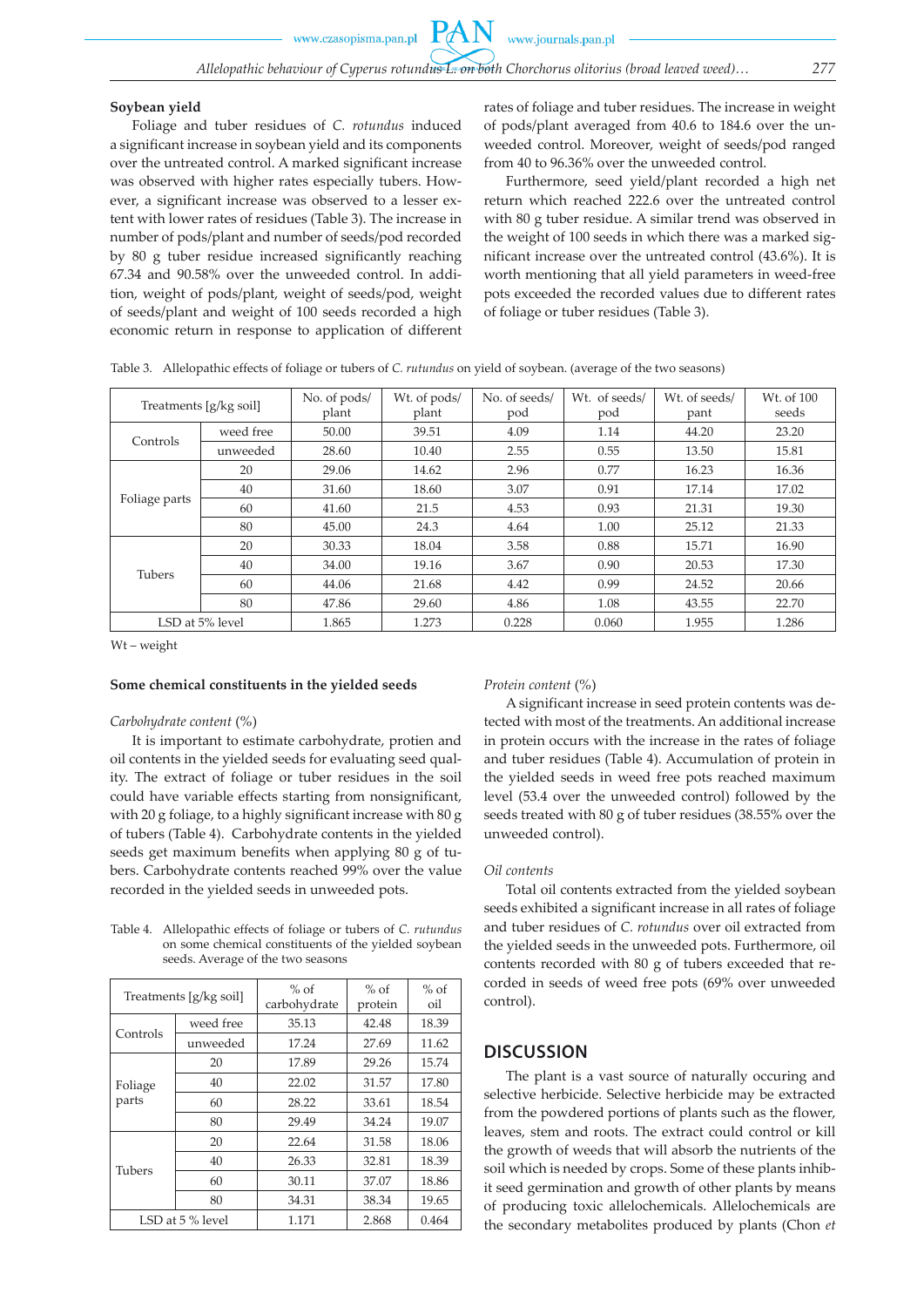**Soybean yield**

Foliage and tuber residues of *C. rotundus* induced a significant increase in soybean yield and its components over the untreated control. A marked significant increase was observed with higher rates especially tubers. However, a significant increase was observed to a lesser extent with lower rates of residues (Table 3). The increase in number of pods/plant and number of seeds/pod recorded by 80 g tuber residue increased significantly reaching 67.34 and 90.58% over the unweeded control. In addition, weight of pods/plant, weight of seeds/pod, weight of seeds/plant and weight of 100 seeds recorded a high economic return in response to application of different rates of foliage and tuber residues. The increase in weight of pods/plant averaged from 40.6 to 184.6 over the unweeded control. Moreover, weight of seeds/pod ranged from 40 to 96.36% over the unweeded control.

Furthermore, seed yield/plant recorded a high net return which reached 222.6 over the untreated control with 80 g tuber residue. A similar trend was observed in the weight of 100 seeds in which there was a marked significant increase over the untreated control (43.6%). It is worth mentioning that all yield parameters in weed-free pots exceeded the recorded values due to different rates of foliage or tuber residues (Table 3).

Table 3. Allelopathic effects of foliage or tubers of *C. rutundus* on yield of soybean. (average of the two seasons)

| Treatments [g/kg soil] | | No. of pods/ plant | Wt. of pods/ plant | No. of seeds/ pod | Wt. of seeds/ pod | Wt. of seeds/ pant | Wt. of 100 seeds |
|---|---|---|---|---|---|---|---|
| Controls | weed free | 50.00 | 39.51 | 4.09 | 1.14 | 44.20 | 23.20 |
| | unweeded | 28.60 | 10.40 | 2.55 | 0.55 | 13.50 | 15.81 |
| Foliage parts | 20 | 29.06 | 14.62 | 2.96 | 0.77 | 16.23 | 16.36 |
| | 40 | 31.60 | 18.60 | 3.07 | 0.91 | 17.14 | 17.02 |
| | 60 | 41.60 | 21.5 | 4.53 | 0.93 | 21.31 | 19.30 |
| | 80 | 45.00 | 24.3 | 4.64 | 1.00 | 25.12 | 21.33 |
| Tubers | 20 | 30.33 | 18.04 | 3.58 | 0.88 | 15.71 | 16.90 |
| | 40 | 34.00 | 19.16 | 3.67 | 0.90 | 20.53 | 17.30 |
| | 60 | 44.06 | 21.68 | 4.42 | 0.99 | 24.52 | 20.66 |
| | 80 | 47.86 | 29.60 | 4.86 | 1.08 | 43.55 | 22.70 |
| LSD at 5% level | | 1.865 | 1.273 | 0.228 | 0.060 | 1.955 | 1.286 |

Wt – weight

**Some chemical constituents in the yielded seeds**

*Carbohydrate content* (%)

It is important to estimate carbohydrate, protien and oil contents in the yielded seeds for evaluating seed quality. The extract of foliage or tuber residues in the soil could have variable effects starting from nonsignificant, with 20 g foliage, to a highly significant increase with 80 g of tubers (Table 4). Carbohydrate contents in the yielded seeds get maximum benefits when applying 80 g of tubers. Carbohydrate contents reached 99% over the value recorded in the yielded seeds in unweeded pots.

Table 4. Allelopathic effects of foliage or tubers of *C. rutundus* on some chemical constituents of the yielded soybean seeds. Average of the two seasons

| Treatments [g/kg soil] | | % of carbohydrate | % of protein | % of oil |
|---|---|---|---|---|
| Controls | weed free | 35.13 | 42.48 | 18.39 |
| | unweeded | 17.24 | 27.69 | 11.62 |
| Foliage parts | 20 | 17.89 | 29.26 | 15.74 |
| | 40 | 22.02 | 31.57 | 17.80 |
| | 60 | 28.22 | 33.61 | 18.54 |
| | 80 | 29.49 | 34.24 | 19.07 |
| Tubers | 20 | 22.64 | 31.58 | 18.06 |
| | 40 | 26.33 | 32.81 | 18.39 |
| | 60 | 30.11 | 37.07 | 18.86 |
| | 80 | 34.31 | 38.34 | 19.65 |
| LSD at 5 % level | | 1.171 | 2.868 | 0.464 |

*Protein content* (%)

A significant increase in seed protein contents was detected with most of the treatments. An additional increase in protein occurs with the increase in the rates of foliage and tuber residues (Table 4). Accumulation of protein in the yielded seeds in weed free pots reached maximum level (53.4 over the unweeded control) followed by the seeds treated with 80 g of tuber residues (38.55% over the unweeded control).

*Oil contents*

Total oil contents extracted from the yielded soybean seeds exhibited a significant increase in all rates of foliage and tuber residues of *C. rotundus* over oil extracted from the yielded seeds in the unweeded pots. Furthermore, oil contents recorded with 80 g of tubers exceeded that recorded in seeds of weed free pots (69% over unweeded control).

## DISCUSSION

The plant is a vast source of naturally occuring and selective herbicide. Selective herbicide may be extracted from the powdered portions of plants such as the flower, leaves, stem and roots. The extract could control or kill the growth of weeds that will absorb the nutrients of the soil which is needed by crops. Some of these plants inhibit seed germination and growth of other plants by means of producing toxic allelochemicals. Allelochemicals are the secondary metabolites produced by plants (Chon *et*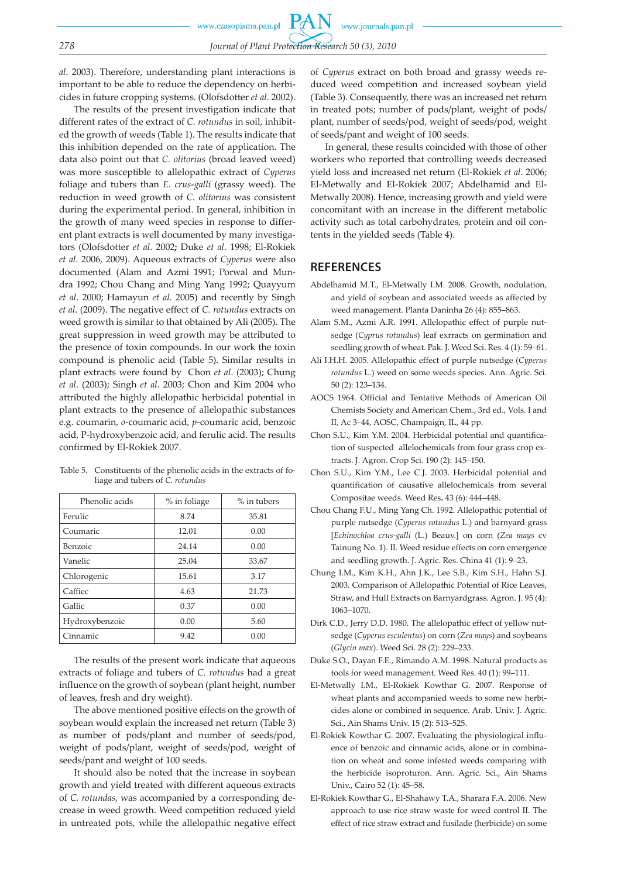*al*. 2003). Therefore, understanding plant interactions is important to be able to reduce the dependency on herbicides in future cropping systems. (Olofsdotter *et al*. 2002).

The results of the present investigation indicate that different rates of the extract of *C. rotundus* in soil, inhibited the growth of weeds (Table 1). The results indicate that this inhibition depended on the rate of application. The data also point out that *C. olitorius* (broad leaved weed) was more susceptible to allelopathic extract of *Cyperus* foliage and tubers than *E. crus-galli* (grassy weed). The reduction in weed growth of *C. olitorius* was consistent during the experimental period. In general, inhibition in the growth of many weed species in response to different plant extracts is well documented by many investigators (Olofsdotter *et al*. 2002**;** Duke *et al*. 1998; El-Rokiek *et al*. 2006, 2009). Aqueous extracts of *Cyperus* were also documented (Alam and Azmi 1991; Porwal and Mundra 1992; Chou Chang and Ming Yang 1992; Quayyum *et al*. 2000; Hamayun *et al*. 2005) and recently by Singh *et al*. (2009). The negative effect of *C. rotundus* extracts on weed growth is similar to that obtained by Ali (2005). The great suppression in weed growth may be attributed to the presence of toxin compounds. In our work the toxin compound is phenolic acid (Table 5). Similar results in plant extracts were found by Chon *et al*. (2003); Chung *et al*. (2003); Singh *et al*. 2003; Chon and Kim 2004 who attributed the highly allelopathic herbicidal potential in plant extracts to the presence of allelopathic substances e.g. coumarin, *o*-coumaric acid, *p*-coumaric acid, benzoic acid, P-hydroxybenzoic acid, and ferulic acid. The results confirmed by El-Rokiek 2007.

Table 5. Constituents of the phenolic acids in the extracts of foliage and tubers of *C. rotundus*

| Phenolic acids | % in foliage | % in tubers |
|---|---|---|
| Ferulic | 8.74 | 35.81 |
| Coumaric | 12.01 | 0.00 |
| Benzoic | 24.14 | 0.00 |
| Vanelic | 25.04 | 33.67 |
| Chlorogenic | 15.61 | 3.17 |
| Caffiec | 4.63 | 21.73 |
| Gallic | 0.37 | 0.00 |
| Hydroxybenzoic | 0.00 | 5.60 |
| Cinnamic | 9.42 | 0.00 |

The results of the present work indicate that aqueous extracts of foliage and tubers of *C. rotundus* had a great influence on the growth of soybean (plant height, number of leaves, fresh and dry weight).

The above mentioned positive effects on the growth of soybean would explain the increased net return (Table 3) as number of pods/plant and number of seeds/pod, weight of pods/plant, weight of seeds/pod, weight of seeds/pant and weight of 100 seeds.

It should also be noted that the increase in soybean growth and yield treated with different aqueous extracts of *C. rotundas*, was accompanied by a corresponding decrease in weed growth. Weed competition reduced yield in untreated pots, while the allelopathic negative effect of *Cyperus* extract on both broad and grassy weeds reduced weed competition and increased soybean yield (Table 3). Consequently, there was an increased net return in treated pots; number of pods/plant, weight of pods/plant, number of seeds/pod, weight of seeds/pod, weight of seeds/pant and weight of 100 seeds.

In general, these results coincided with those of other workers who reported that controlling weeds decreased yield loss and increased net return (El-Rokiek *et al*. 2006; El-Metwally and El-Rokiek 2007; Abdelhamid and El-Metwally 2008). Hence, increasing growth and yield were concomitant with an increase in the different metabolic activity such as total carbohydrates, protein and oil contents in the yielded seeds (Table 4).

## REFERENCES

Abdelhamid M.T., El-Metwally I.M. 2008. Growth, nodulation, and yield of soybean and associated weeds as affected by weed management. Planta Daninha 26 (4): 855–863.

Alam S.M., Azmi A.R. 1991. Allelopathic effect of purple nutsedge (*Cyprus rotundus*) leaf exrracts on germination and seedling growth of wheat. Pak. J. Weed Sci. Res. 4 (1): 59–61.

Ali I.H.H. 2005. Allelopathic effect of purple nutsedge (*Cyperus rotundus* L.) weed on some weeds species. Ann. Agric. Sci. 50 (2): 123–134.

AOCS 1964. Official and Tentative Methods of American Oil Chemists Society and American Chem., 3rd ed., Vols. I and II, Ac 3–44, AOSC, Champaign, IL, 44 pp.

Chon S.U., Kim Y.M. 2004. Herbicidal potential and quantification of suspected allelochemicals from four grass crop extracts. J. Agron. Crop Sci. 190 (2): 145–150.

Chon S.U., Kim Y.M., Lee C.J. 2003. Herbicidal potential and quantification of causative allelochemicals from several Compositae weeds. Weed Res**.** 43 (6): 444–448.

Chou Chang F.U., Ming Yang Ch. 1992. Allelopathic potential of purple nutsedge (*Cyperus rotundus* L.) and barnyard grass [*Echinochloa crus-galli* (L.) Beauv.] on corn (*Zea mays* cv Tainung No. 1). II. Weed residue effects on corn emergence and seedling growth. J. Agric. Res. China 41 (1): 9–23.

Chung I.M., Kim K.H., Ahn J.K., Lee S.B., Kim S.H., Hahn S.J. 2003. Comparison of Allelopathic Potential of Rice Leaves, Straw, and Hull Extracts on Barnyardgrass. Agron. J. 95 (4): 1063–1070.

Dirk C.D., Jerry D.D. 1980. The allelopathic effect of yellow nutsedge (*Cyperus esculentus*) on corn (*Zea mays*) and soybeans (*Glycin max*). Weed Sci. 28 (2): 229–233.

Duke S.O., Dayan F.E., Rimando A.M. 1998. Natural products as tools for weed management. Weed Res. 40 (1): 99–111.

El-Metwally I.M., El-Rokiek Kowthar G. 2007. Response of wheat plants and accompanied weeds to some new herbicides alone or combined in sequence. Arab. Univ. J. Agric. Sci., Ain Shams Univ. 15 (2): 513–525.

El-Rokiek Kowthar G. 2007. Evaluating the physiological influence of benzoic and cinnamic acids, alone or in combination on wheat and some infested weeds comparing with the herbicide isoproturon. Ann. Agric. Sci., Ain Shams Univ., Cairo 52 (1): 45–58.

El-Rokiek Kowthar G., El-Shahawy T.A., Sharara F.A. 2006. New approach to use rice straw waste for weed control II. The effect of rice straw extract and fusilade (herbicide) on some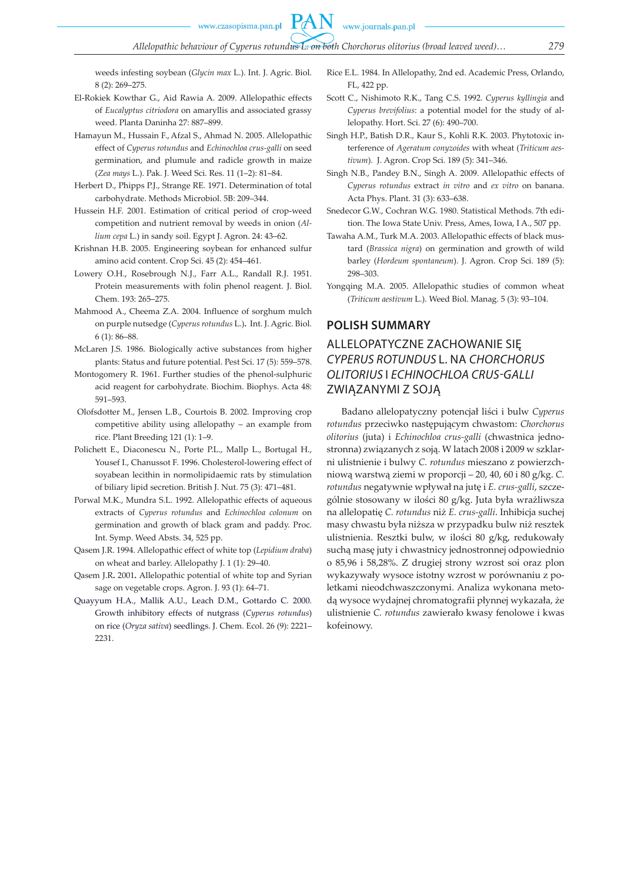weeds infesting soybean (*Glycin max* L.). Int. J. Agric. Biol. 8 (2): 269–275.

El-Rokiek Kowthar G., Aid Rawia A. 2009. Allelopathic effects of *Eucalyptus citriodora* on amaryllis and associated grassy weed. Planta Daninha 27: 887–899.

Hamayun M., Hussain F., Afzal S., Ahmad N. 2005. Allelopathic effect of *Cyperus rotundus* and *Echinochloa crus-galli* on seed germination, and plumule and radicle growth in maize (*Zea mays* L.). Pak. J. Weed Sci. Res. 11 (1–2): 81–84.

Herbert D., Phipps P.J., Strange RE. 1971. Determination of total carbohydrate. Methods Microbiol. 5B: 209–344.

Hussein H.F. 2001. Estimation of critical period of crop-weed competition and nutrient removal by weeds in onion (*Allium cepa* L.) in sandy soil. Egypt J. Agron. 24: 43–62.

Krishnan H.B. 2005. Engineering soybean for enhanced sulfur amino acid content. Crop Sci. 45 (2): 454–461.

Lowery O.H., Rosebrough N.J., Farr A.L., Randall R.J. 1951. Protein measurements with folin phenol reagent. J. Biol. Chem. 193: 265–275.

Mahmood A., Cheema Z.A. 2004. Influence of sorghum mulch on purple nutsedge (*Cyperus rotundus* L.). Int. J. Agric. Biol. 6 (1): 86–88.

McLaren J.S. 1986. Biologically active substances from higher plants: Status and future potential. Pest Sci. 17 (5): 559–578.

Montogomery R. 1961. Further studies of the phenol-sulphuric acid reagent for carbohydrate. Biochim. Biophys. Acta 48: 591–593.

Olofsdotter M., Jensen L.B., Courtois B. 2002. Improving crop competitive ability using allelopathy – an example from rice. Plant Breeding 121 (1): 1–9.

Polichett E., Diaconescu N., Porte P.L., Mallp L., Bortugal H., Yousef I., Chanussot F. 1996. Cholesterol-lowering effect of soyabean lecithin in normolipidaemic rats by stimulation of biliary lipid secretion. British J. Nut. 75 (3): 471–481.

Porwal M.K., Mundra S.L. 1992. Allelopathic effects of aqueous extracts of *Cyperus rotundus* and *Echinochloa colonum* on germination and growth of black gram and paddy. Proc. Int. Symp. Weed Absts. 34, 525 pp.

Qasem J.R. 1994. Allelopathic effect of white top (*Lepidium draba*) on wheat and barley. Allelopathy J. 1 (1): 29–40.

Qasem J.R. 2001. Allelopathic potential of white top and Syrian sage on vegetable crops. Agron. J. 93 (1): 64–71.

Quayyum H.A., Mallik A.U., Leach D.M., Gottardo C. 2000. Growth inhibitory effects of nutgrass (*Cyperus rotundus*) on rice (*Oryza sativa*) seedlings. J. Chem. Ecol. 26 (9): 2221–2231.

Rice E.L. 1984. In Allelopathy, 2nd ed. Academic Press, Orlando, FL, 422 pp.

Scott C., Nishimoto R.K., Tang C.S. 1992. *Cyperus kyllingia* and *Cyperus brevifolius*: a potential model for the study of allelopathy. Hort. Sci. 27 (6): 490–700.

Singh H.P., Batish D.R., Kaur S., Kohli R.K. 2003. Phytotoxic interference of *Ageratum conyzoides* with wheat (*Triticum aestivum*). J. Agron. Crop Sci. 189 (5): 341–346.

Singh N.B., Pandey B.N., Singh A. 2009. Allelopathic effects of *Cyperus rotundus* extract *in vitro* and *ex vitro* on banana. Acta Phys. Plant. 31 (3): 633–638.

Snedecor G.W., Cochran W.G. 1980. Statistical Methods. 7th edition. The Iowa State Univ. Press, Ames, Iowa, I A., 507 pp.

Tawaha A.M., Turk M.A. 2003. Allelopathic effects of black mustard (*Brassica nigra*) on germination and growth of wild barley (*Hordeum spontaneum*). J. Agron. Crop Sci. 189 (5): 298–303.

Yongqing M.A. 2005. Allelopathic studies of common wheat (*Triticum aestivum* L.). Weed Biol. Manag. 5 (3): 93–104.

## POLISH SUMMARY

## ALLELOPATYCZNE ZACHOWANIE SIĘ *CYPERUS ROTUNDUS* L. NA *CHORCHORUS OLITORIUS* I *ECHINOCHLOA CRUS-GALLI* ZWIĄZANYMI Z SOJĄ

Badano allelopatyczny potencjał liści i bulw *Cyperus rotundus* przeciwko następującym chwastom: *Chorchorus olitorius* (juta) i *Echinochloa crus-galli* (chwastnica jednostronna) związanych z soją. W latach 2008 i 2009 w szklarni ulistnienie i bulwy *C. rotundus* mieszano z powierzchniową warstwą ziemi w proporcji – 20, 40, 60 i 80 g/kg. *C. rotundus* negatywnie wpływał na jutę i *E. crus-galli*, szczególnie stosowany w ilości 80 g/kg. Juta była wrażliwsza na allelopatię *C. rotundus* niż *E. crus-galli*. Inhibicja suchej masy chwastu była niższa w przypadku bulw niż resztek ulistnienia. Resztki bulw, w ilości 80 g/kg, redukowały suchą masę juty i chwastnicy jednostronnej odpowiednio o 85,96 i 58,28%. Z drugiej strony wzrost soi oraz plon wykazywały wysoce istotny wzrost w porównaniu z poletkami nieodchwaszczonymi. Analiza wykonana metodą wysoce wydajnej chromatografii płynnej wykazała, że ulistnienie *C. rotundus* zawierało kwasy fenolowe i kwas kofeinowy.